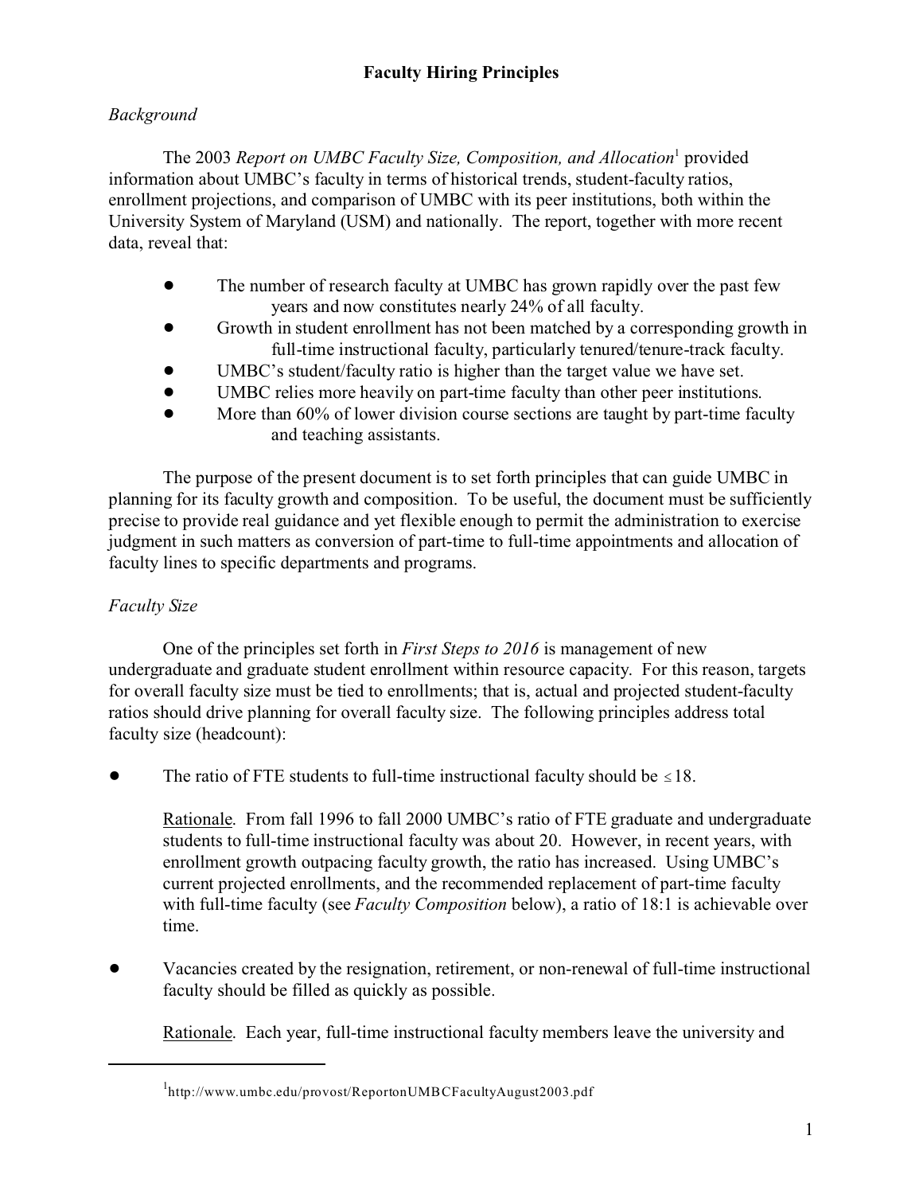# Faculty Hiring Principles

*Background*

The 2003 *Report on UMBC Faculty Size, Composition, and Allocation*[1] provided information about UMBC's faculty in terms of historical trends, student-faculty ratios, enrollment projections, and comparison of UMBC with its peer institutions, both within the University System of Maryland (USM) and nationally. The report, together with more recent data, reveal that:

- The number of research faculty at UMBC has grown rapidly over the past few years and now constitutes nearly 24% of all faculty.
- Growth in student enrollment has not been matched by a corresponding growth in full-time instructional faculty, particularly tenured/tenure-track faculty.
- UMBC's student/faculty ratio is higher than the target value we have set.
- UMBC relies more heavily on part-time faculty than other peer institutions.
- More than 60% of lower division course sections are taught by part-time faculty and teaching assistants.

The purpose of the present document is to set forth principles that can guide UMBC in planning for its faculty growth and composition. To be useful, the document must be sufficiently precise to provide real guidance and yet flexible enough to permit the administration to exercise judgment in such matters as conversion of part-time to full-time appointments and allocation of faculty lines to specific departments and programs.

*Faculty Size*

One of the principles set forth in *First Steps to 2016* is management of new undergraduate and graduate student enrollment within resource capacity. For this reason, targets for overall faculty size must be tied to enrollments; that is, actual and projected student-faculty ratios should drive planning for overall faculty size. The following principles address total faculty size (headcount):

- The ratio of FTE students to full-time instructional faculty should be $\leq 18$.

  Rationale. From fall 1996 to fall 2000 UMBC's ratio of FTE graduate and undergraduate students to full-time instructional faculty was about 20. However, in recent years, with enrollment growth outpacing faculty growth, the ratio has increased. Using UMBC's current projected enrollments, and the recommended replacement of part-time faculty with full-time faculty (see *Faculty Composition* below), a ratio of 18:1 is achievable over time.

- Vacancies created by the resignation, retirement, or non-renewal of full-time instructional faculty should be filled as quickly as possible.

  Rationale. Each year, full-time instructional faculty members leave the university and

[1] http://www.umbc.edu/provost/ReportonUMBCFacultyAugust2003.pdf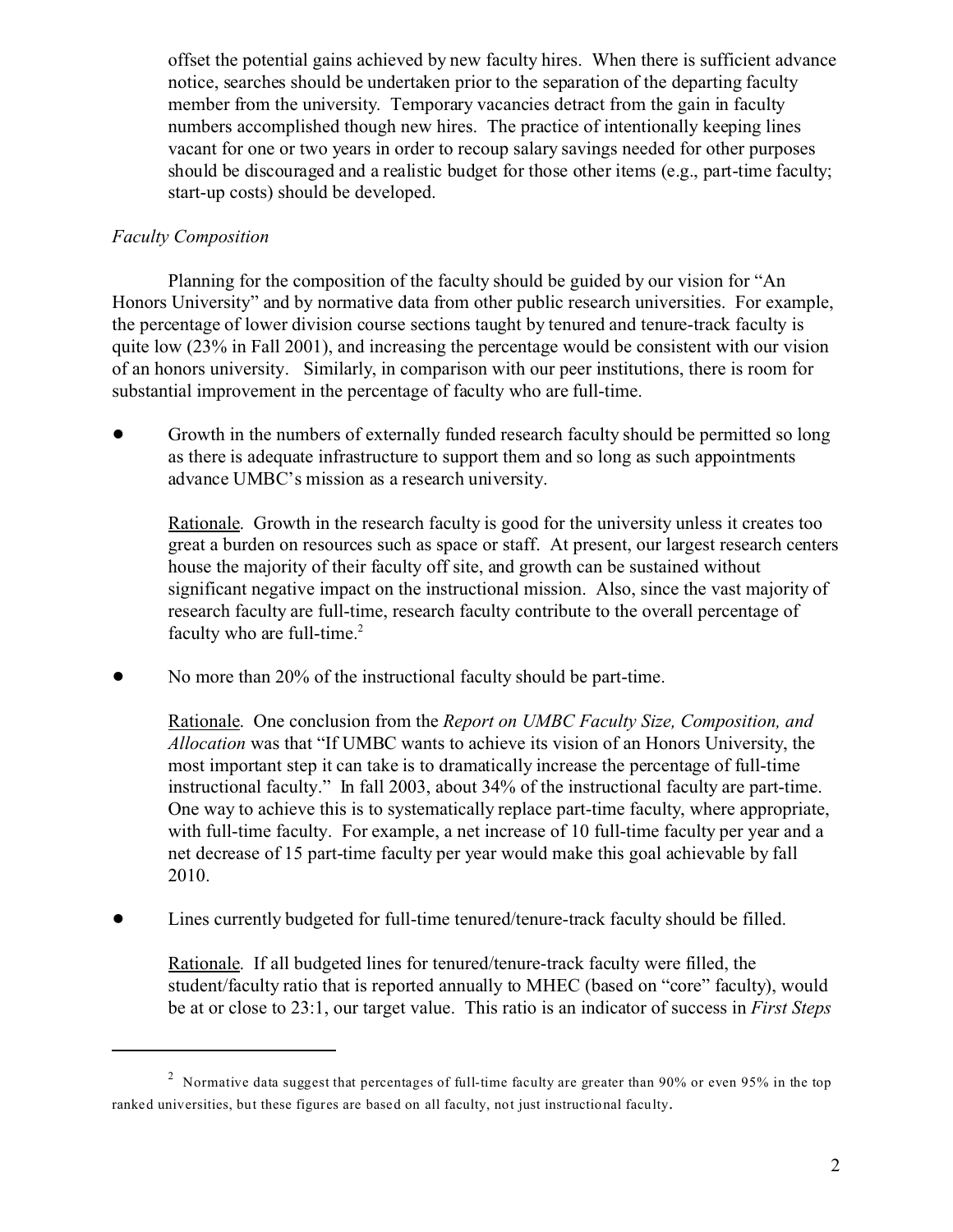offset the potential gains achieved by new faculty hires. When there is sufficient advance notice, searches should be undertaken prior to the separation of the departing faculty member from the university. Temporary vacancies detract from the gain in faculty numbers accomplished though new hires. The practice of intentionally keeping lines vacant for one or two years in order to recoup salary savings needed for other purposes should be discouraged and a realistic budget for those other items (e.g., part-time faculty; start-up costs) should be developed.

*Faculty Composition*

Planning for the composition of the faculty should be guided by our vision for "An Honors University" and by normative data from other public research universities. For example, the percentage of lower division course sections taught by tenured and tenure-track faculty is quite low (23% in Fall 2001), and increasing the percentage would be consistent with our vision of an honors university. Similarly, in comparison with our peer institutions, there is room for substantial improvement in the percentage of faculty who are full-time.

- Growth in the numbers of externally funded research faculty should be permitted so long as there is adequate infrastructure to support them and so long as such appointments advance UMBC's mission as a research university.

  Rationale. Growth in the research faculty is good for the university unless it creates too great a burden on resources such as space or staff. At present, our largest research centers house the majority of their faculty off site, and growth can be sustained without significant negative impact on the instructional mission. Also, since the vast majority of research faculty are full-time, research faculty contribute to the overall percentage of faculty who are full-time.[2]

- No more than 20% of the instructional faculty should be part-time.

  Rationale. One conclusion from the *Report on UMBC Faculty Size, Composition, and Allocation* was that "If UMBC wants to achieve its vision of an Honors University, the most important step it can take is to dramatically increase the percentage of full-time instructional faculty." In fall 2003, about 34% of the instructional faculty are part-time. One way to achieve this is to systematically replace part-time faculty, where appropriate, with full-time faculty. For example, a net increase of 10 full-time faculty per year and a net decrease of 15 part-time faculty per year would make this goal achievable by fall 2010.

- Lines currently budgeted for full-time tenured/tenure-track faculty should be filled.

  Rationale. If all budgeted lines for tenured/tenure-track faculty were filled, the student/faculty ratio that is reported annually to MHEC (based on "core" faculty), would be at or close to 23:1, our target value. This ratio is an indicator of success in *First Steps*

---

[2] Normative data suggest that percentages of full-time faculty are greater than 90% or even 95% in the top ranked universities, but these figures are based on all faculty, not just instructional faculty.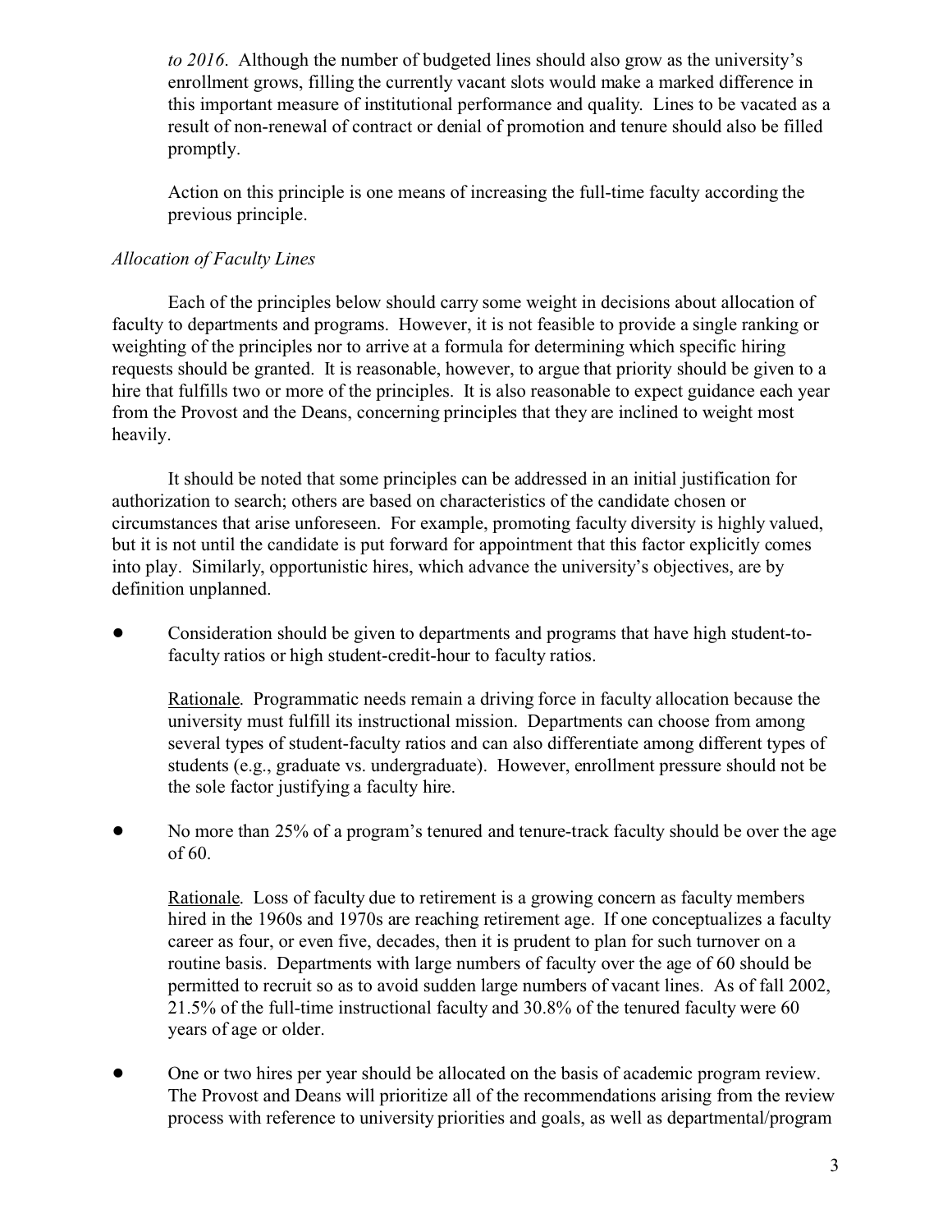*to 2016*. Although the number of budgeted lines should also grow as the university's enrollment grows, filling the currently vacant slots would make a marked difference in this important measure of institutional performance and quality. Lines to be vacated as a result of non-renewal of contract or denial of promotion and tenure should also be filled promptly.

Action on this principle is one means of increasing the full-time faculty according the previous principle.

*Allocation of Faculty Lines*

Each of the principles below should carry some weight in decisions about allocation of faculty to departments and programs. However, it is not feasible to provide a single ranking or weighting of the principles nor to arrive at a formula for determining which specific hiring requests should be granted. It is reasonable, however, to argue that priority should be given to a hire that fulfills two or more of the principles. It is also reasonable to expect guidance each year from the Provost and the Deans, concerning principles that they are inclined to weight most heavily.

It should be noted that some principles can be addressed in an initial justification for authorization to search; others are based on characteristics of the candidate chosen or circumstances that arise unforeseen. For example, promoting faculty diversity is highly valued, but it is not until the candidate is put forward for appointment that this factor explicitly comes into play. Similarly, opportunistic hires, which advance the university's objectives, are by definition unplanned.

- Consideration should be given to departments and programs that have high student-to-faculty ratios or high student-credit-hour to faculty ratios.

  Rationale. Programmatic needs remain a driving force in faculty allocation because the university must fulfill its instructional mission. Departments can choose from among several types of student-faculty ratios and can also differentiate among different types of students (e.g., graduate vs. undergraduate). However, enrollment pressure should not be the sole factor justifying a faculty hire.

- No more than 25% of a program's tenured and tenure-track faculty should be over the age of 60.

  Rationale. Loss of faculty due to retirement is a growing concern as faculty members hired in the 1960s and 1970s are reaching retirement age. If one conceptualizes a faculty career as four, or even five, decades, then it is prudent to plan for such turnover on a routine basis. Departments with large numbers of faculty over the age of 60 should be permitted to recruit so as to avoid sudden large numbers of vacant lines. As of fall 2002, 21.5% of the full-time instructional faculty and 30.8% of the tenured faculty were 60 years of age or older.

- One or two hires per year should be allocated on the basis of academic program review. The Provost and Deans will prioritize all of the recommendations arising from the review process with reference to university priorities and goals, as well as departmental/program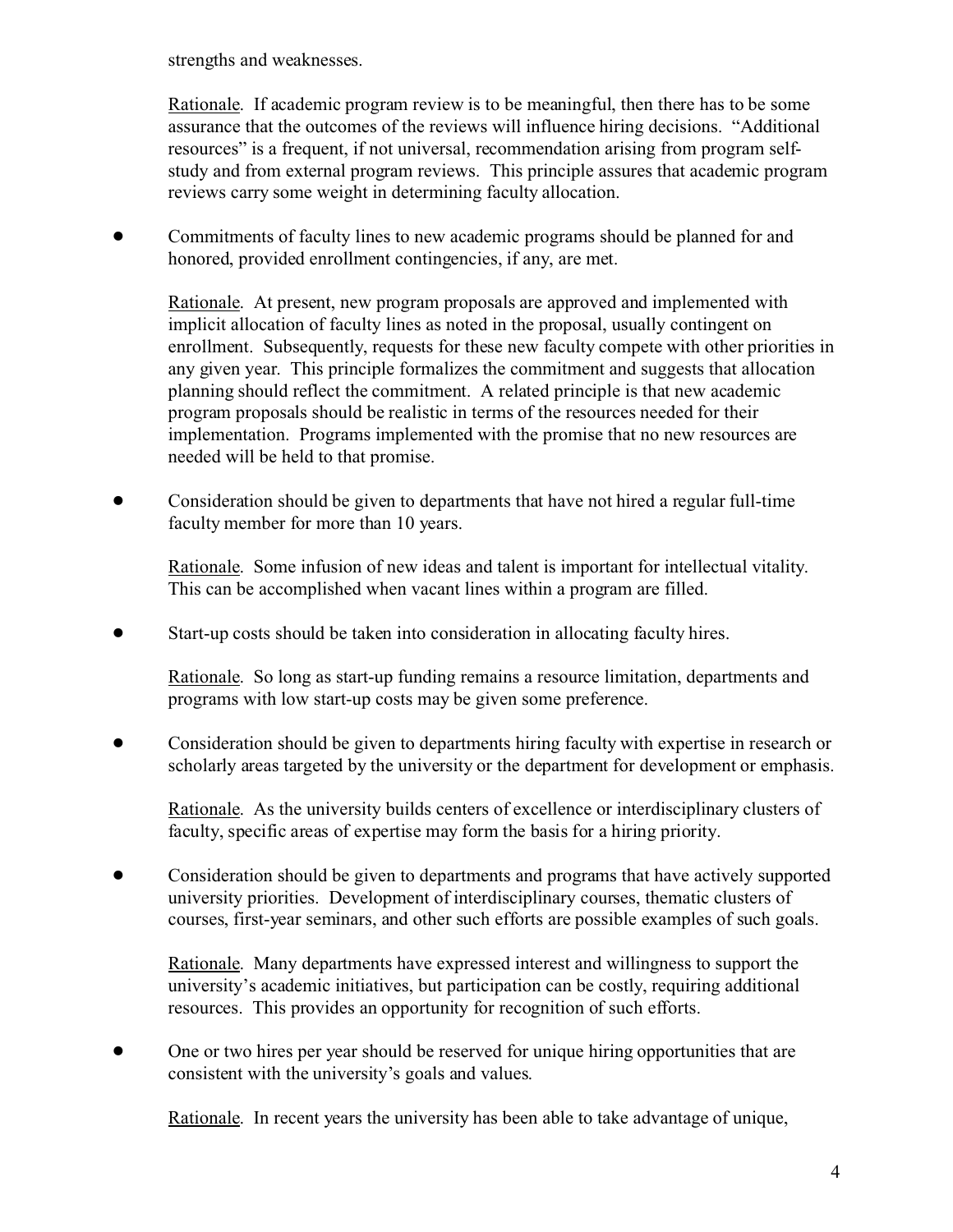strengths and weaknesses.

Rationale. If academic program review is to be meaningful, then there has to be some assurance that the outcomes of the reviews will influence hiring decisions. "Additional resources" is a frequent, if not universal, recommendation arising from program self-study and from external program reviews. This principle assures that academic program reviews carry some weight in determining faculty allocation.

- Commitments of faculty lines to new academic programs should be planned for and honored, provided enrollment contingencies, if any, are met.

  Rationale. At present, new program proposals are approved and implemented with implicit allocation of faculty lines as noted in the proposal, usually contingent on enrollment. Subsequently, requests for these new faculty compete with other priorities in any given year. This principle formalizes the commitment and suggests that allocation planning should reflect the commitment. A related principle is that new academic program proposals should be realistic in terms of the resources needed for their implementation. Programs implemented with the promise that no new resources are needed will be held to that promise.

- Consideration should be given to departments that have not hired a regular full-time faculty member for more than 10 years.

  Rationale. Some infusion of new ideas and talent is important for intellectual vitality. This can be accomplished when vacant lines within a program are filled.

- Start-up costs should be taken into consideration in allocating faculty hires.

  Rationale. So long as start-up funding remains a resource limitation, departments and programs with low start-up costs may be given some preference.

- Consideration should be given to departments hiring faculty with expertise in research or scholarly areas targeted by the university or the department for development or emphasis.

  Rationale. As the university builds centers of excellence or interdisciplinary clusters of faculty, specific areas of expertise may form the basis for a hiring priority.

- Consideration should be given to departments and programs that have actively supported university priorities. Development of interdisciplinary courses, thematic clusters of courses, first-year seminars, and other such efforts are possible examples of such goals.

  Rationale. Many departments have expressed interest and willingness to support the university's academic initiatives, but participation can be costly, requiring additional resources. This provides an opportunity for recognition of such efforts.

- One or two hires per year should be reserved for unique hiring opportunities that are consistent with the university's goals and values.

  Rationale. In recent years the university has been able to take advantage of unique,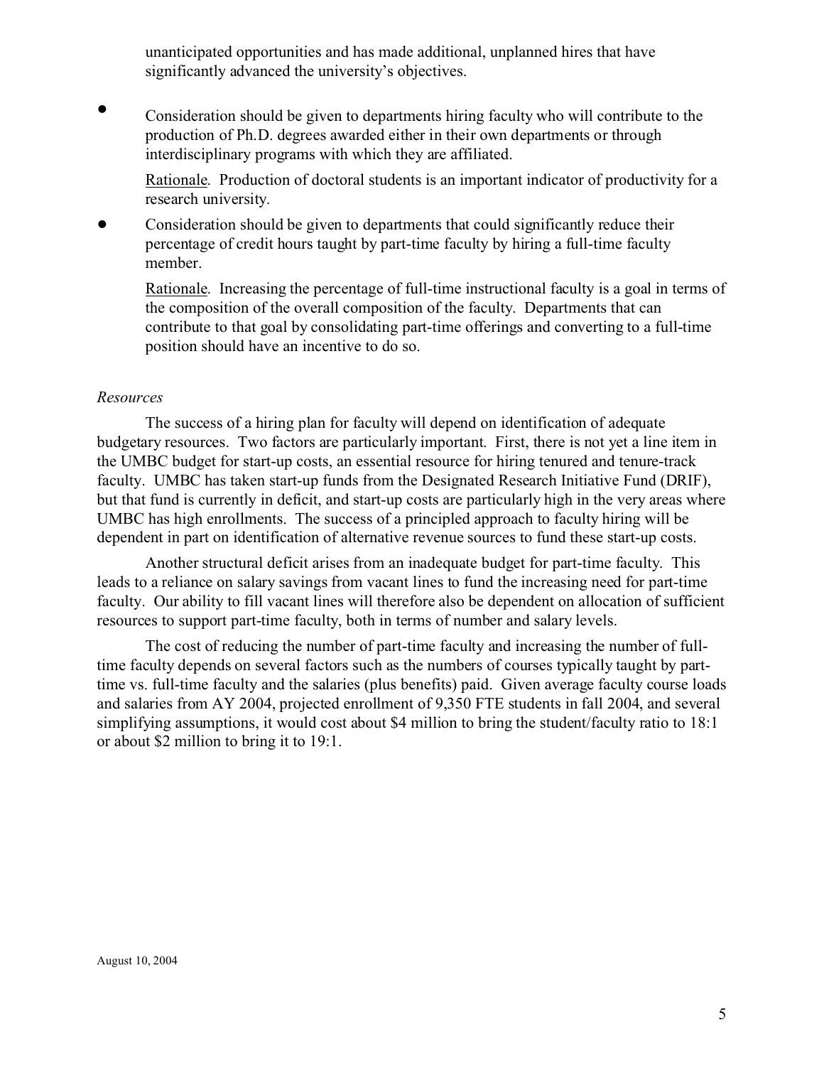unanticipated opportunities and has made additional, unplanned hires that have significantly advanced the university's objectives.

- Consideration should be given to departments hiring faculty who will contribute to the production of Ph.D. degrees awarded either in their own departments or through interdisciplinary programs with which they are affiliated.

  Rationale. Production of doctoral students is an important indicator of productivity for a research university.

- Consideration should be given to departments that could significantly reduce their percentage of credit hours taught by part-time faculty by hiring a full-time faculty member.

  Rationale. Increasing the percentage of full-time instructional faculty is a goal in terms of the composition of the overall composition of the faculty. Departments that can contribute to that goal by consolidating part-time offerings and converting to a full-time position should have an incentive to do so.

*Resources*

The success of a hiring plan for faculty will depend on identification of adequate budgetary resources. Two factors are particularly important. First, there is not yet a line item in the UMBC budget for start-up costs, an essential resource for hiring tenured and tenure-track faculty. UMBC has taken start-up funds from the Designated Research Initiative Fund (DRIF), but that fund is currently in deficit, and start-up costs are particularly high in the very areas where UMBC has high enrollments. The success of a principled approach to faculty hiring will be dependent in part on identification of alternative revenue sources to fund these start-up costs.

Another structural deficit arises from an inadequate budget for part-time faculty. This leads to a reliance on salary savings from vacant lines to fund the increasing need for part-time faculty. Our ability to fill vacant lines will therefore also be dependent on allocation of sufficient resources to support part-time faculty, both in terms of number and salary levels.

The cost of reducing the number of part-time faculty and increasing the number of full-time faculty depends on several factors such as the numbers of courses typically taught by part-time vs. full-time faculty and the salaries (plus benefits) paid. Given average faculty course loads and salaries from AY 2004, projected enrollment of 9,350 FTE students in fall 2004, and several simplifying assumptions, it would cost about $4 million to bring the student/faculty ratio to 18:1 or about $2 million to bring it to 19:1.

August 10, 2004